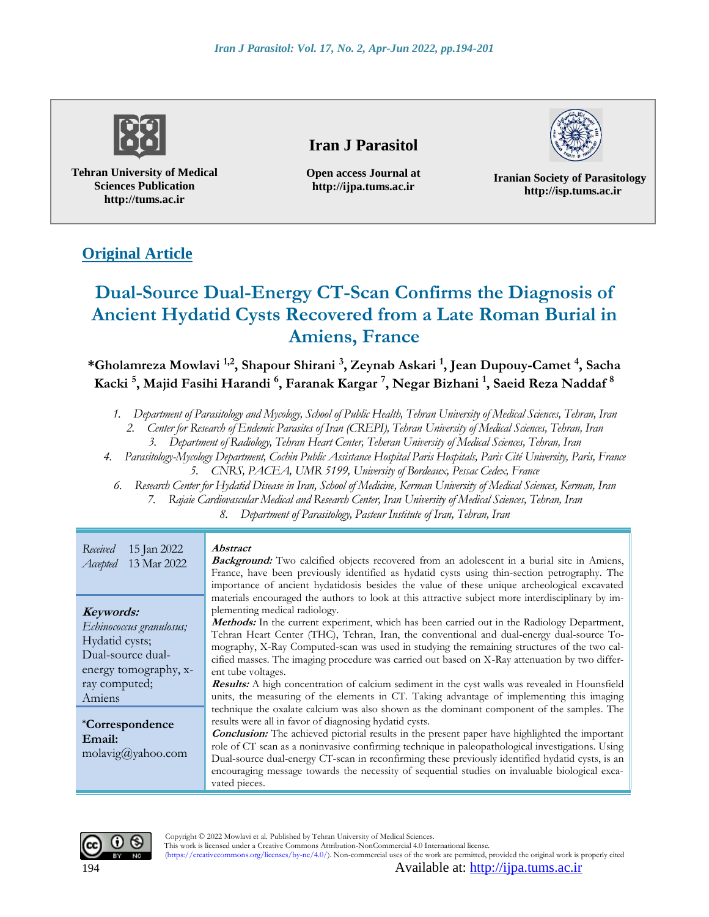Tehran University of Medical Sciences Publication
http://tums.ac.ir

**Iran J Parasitol**

Open access Journal at
http://ijpa.tums.ac.ir

Iranian Society of Parasitology
http://isp.tums.ac.ir

**Original Article**

# Dual-Source Dual-Energy CT-Scan Confirms the Diagnosis of Ancient Hydatid Cysts Recovered from a Late Roman Burial in Amiens, France

**\*Gholamreza Mowlavi [1,2], Shapour Shirani [3], Zeynab Askari [1], Jean Dupouy-Camet [4], Sacha Kacki [5], Majid Fasihi Harandi [6], Faranak Kargar [7], Negar Bizhani [1], Saeid Reza Naddaf [8]**

1. *Department of Parasitology and Mycology, School of Public Health, Tehran University of Medical Sciences, Tehran, Iran*
2. *Center for Research of Endemic Parasites of Iran (CREPI), Tehran University of Medical Sciences, Tehran, Iran*
3. *Department of Radiology, Tehran Heart Center, Teheran University of Medical Sciences, Tehran, Iran*
4. *Parasitology-Mycology Department, Cochin Public Assistance Hospital Paris Hospitals, Paris Cité University, Paris, France*
5. *CNRS, PACEA, UMR 5199, University of Bordeaux, Pessac Cedex, France*
6. *Research Center for Hydatid Disease in Iran, School of Medicine, Kerman University of Medical Sciences, Kerman, Iran*
7. *Rajaie Cardiovascular Medical and Research Center, Iran University of Medical Sciences, Tehran, Iran*
8. *Department of Parasitology, Pasteur Institute of Iran, Tehran, Iran*

*Received* 15 Jan 2022
*Accepted* 13 Mar 2022

**Keywords:**
*Echinococcus granulosus;*
Hydatid cysts;
Dual-source dual-energy tomography, x-ray computed;
Amiens

**\*Correspondence Email:**
molavig@yahoo.com

***Abstract***

***Background:*** Two calcified objects recovered from an adolescent in a burial site in Amiens, France, have been previously identified as hydatid cysts using thin-section petrography. The importance of ancient hydatidosis besides the value of these unique archeological excavated materials encouraged the authors to look at this attractive subject more interdisciplinary by implementing medical radiology.

***Methods:*** In the current experiment, which has been carried out in the Radiology Department, Tehran Heart Center (THC), Tehran, Iran, the conventional and dual-energy dual-source Tomography, X-Ray Computed-scan was used in studying the remaining structures of the two calcified masses. The imaging procedure was carried out based on X-Ray attenuation by two different tube voltages.

***Results:*** A high concentration of calcium sediment in the cyst walls was revealed in Hounsfield units, the measuring of the elements in CT. Taking advantage of implementing this imaging technique the oxalate calcium was also shown as the dominant component of the samples. The results were all in favor of diagnosing hydatid cysts.

***Conclusion:*** The achieved pictorial results in the present paper have highlighted the important role of CT scan as a noninvasive confirming technique in paleopathological investigations. Using Dual-source dual-energy CT-scan in reconfirming these previously identified hydatid cysts, is an encouraging message towards the necessity of sequential studies on invaluable biological excavated pieces.

Copyright © 2022 Mowlavi et al. Published by Tehran University of Medical Sciences.
This work is licensed under a Creative Commons Attribution-NonCommercial 4.0 International license.
(https://creativecommons.org/licenses/by-nc/4.0/). Non-commercial uses of the work are permitted, provided the original work is properly cited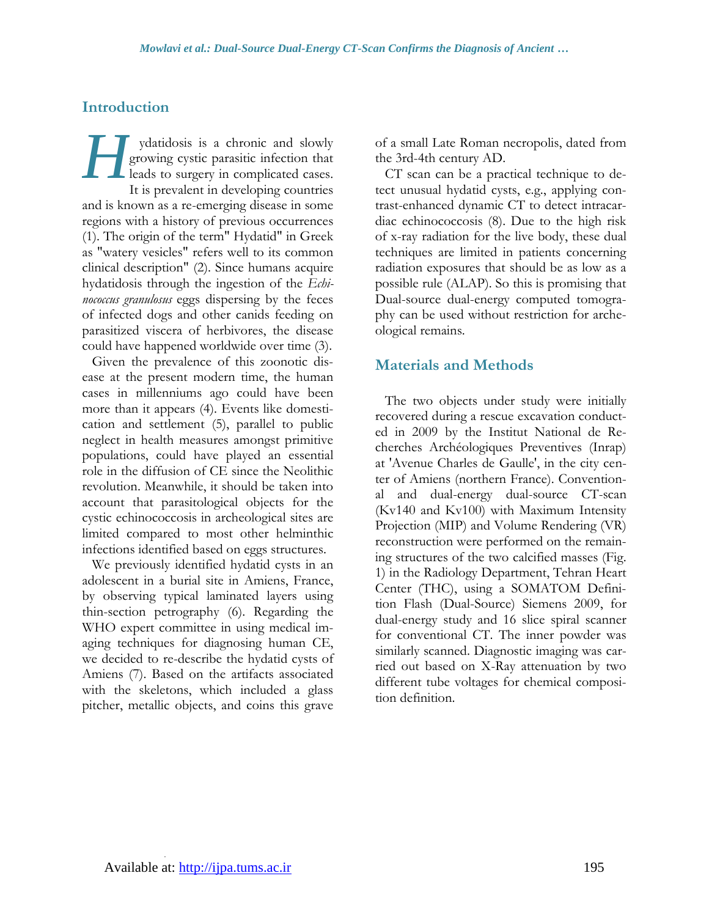## Introduction

Hydatidosis is a chronic and slowly growing cystic parasitic infection that leads to surgery in complicated cases. It is prevalent in developing countries and is known as a re-emerging disease in some regions with a history of previous occurrences (1). The origin of the term" Hydatid" in Greek as "watery vesicles" refers well to its common clinical description" (2). Since humans acquire hydatidosis through the ingestion of the *Echinococcus granulosus* eggs dispersing by the feces of infected dogs and other canids feeding on parasitized viscera of herbivores, the disease could have happened worldwide over time (3).

Given the prevalence of this zoonotic disease at the present modern time, the human cases in millenniums ago could have been more than it appears (4). Events like domestication and settlement (5), parallel to public neglect in health measures amongst primitive populations, could have played an essential role in the diffusion of CE since the Neolithic revolution. Meanwhile, it should be taken into account that parasitological objects for the cystic echinococcosis in archeological sites are limited compared to most other helminthic infections identified based on eggs structures.

We previously identified hydatid cysts in an adolescent in a burial site in Amiens, France, by observing typical laminated layers using thin-section petrography (6). Regarding the WHO expert committee in using medical imaging techniques for diagnosing human CE, we decided to re-describe the hydatid cysts of Amiens (7). Based on the artifacts associated with the skeletons, which included a glass pitcher, metallic objects, and coins this grave of a small Late Roman necropolis, dated from the 3rd-4th century AD.

CT scan can be a practical technique to detect unusual hydatid cysts, e.g., applying contrast-enhanced dynamic CT to detect intracardiac echinococcosis (8). Due to the high risk of x-ray radiation for the live body, these dual techniques are limited in patients concerning radiation exposures that should be as low as a possible rule (ALAP). So this is promising that Dual-source dual-energy computed tomography can be used without restriction for archeological remains.

## Materials and Methods

The two objects under study were initially recovered during a rescue excavation conducted in 2009 by the Institut National de Recherches Archéologiques Preventives (Inrap) at 'Avenue Charles de Gaulle', in the city center of Amiens (northern France). Conventional and dual-energy dual-source CT-scan (Kv140 and Kv100) with Maximum Intensity Projection (MIP) and Volume Rendering (VR) reconstruction were performed on the remaining structures of the two calcified masses (Fig. 1) in the Radiology Department, Tehran Heart Center (THC), using a SOMATOM Definition Flash (Dual-Source) Siemens 2009, for dual-energy study and 16 slice spiral scanner for conventional CT. The inner powder was similarly scanned. Diagnostic imaging was carried out based on X-Ray attenuation by two different tube voltages for chemical composition definition.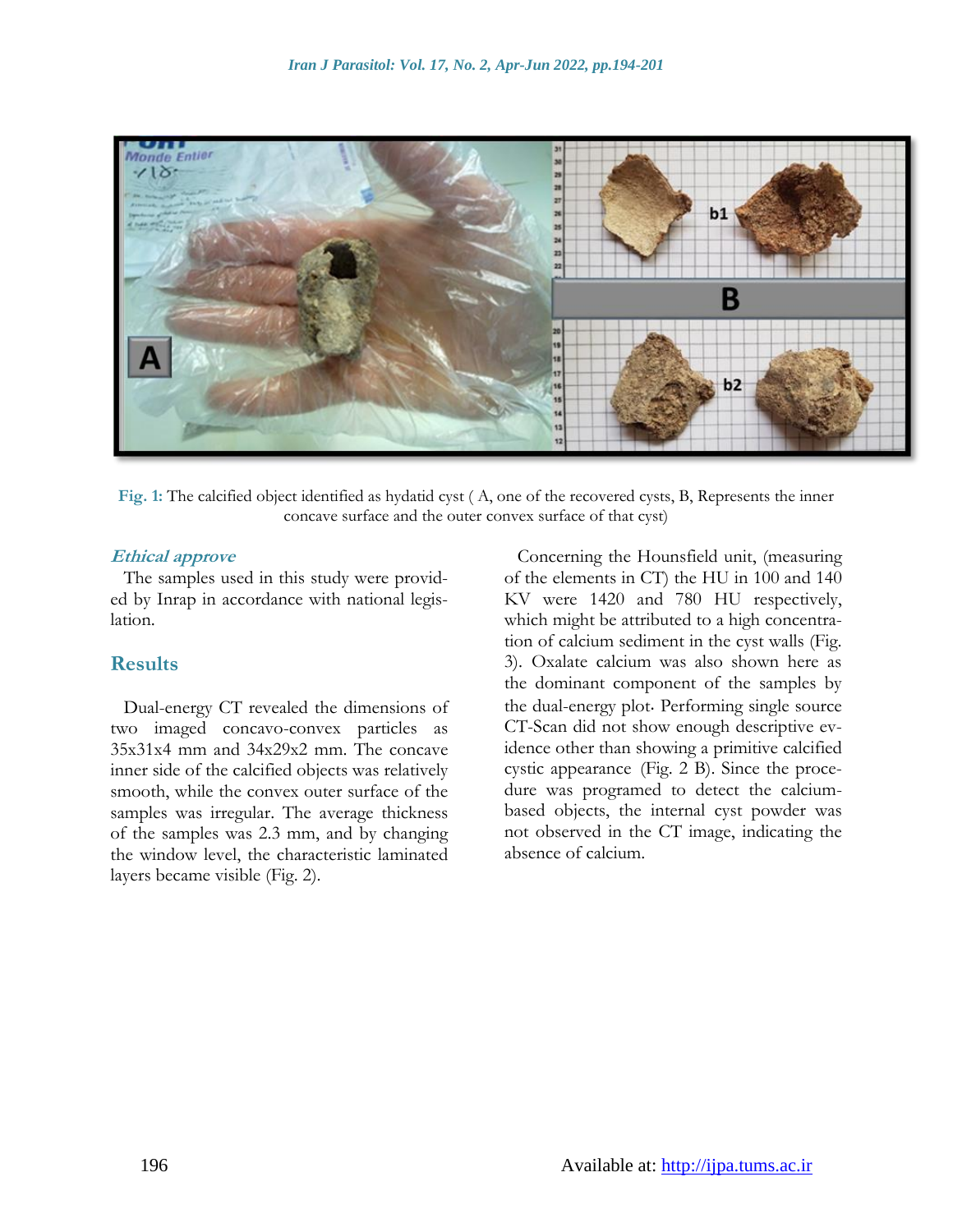**Fig. 1:** The calcified object identified as hydatid cyst ( A, one of the recovered cysts, B, Represents the inner concave surface and the outer convex surface of that cyst)

### *Ethical approve*

The samples used in this study were provided by Inrap in accordance with national legislation.

## Results

Dual-energy CT revealed the dimensions of two imaged concavo-convex particles as 35x31x4 mm and 34x29x2 mm. The concave inner side of the calcified objects was relatively smooth, while the convex outer surface of the samples was irregular. The average thickness of the samples was 2.3 mm, and by changing the window level, the characteristic laminated layers became visible (Fig. 2).

Concerning the Hounsfield unit, (measuring of the elements in CT) the HU in 100 and 140 KV were 1420 and 780 HU respectively, which might be attributed to a high concentration of calcium sediment in the cyst walls (Fig. 3). Oxalate calcium was also shown here as the dominant component of the samples by the dual-energy plot. Performing single source CT-Scan did not show enough descriptive evidence other than showing a primitive calcified cystic appearance (Fig. 2 B). Since the procedure was programed to detect the calcium-based objects, the internal cyst powder was not observed in the CT image, indicating the absence of calcium.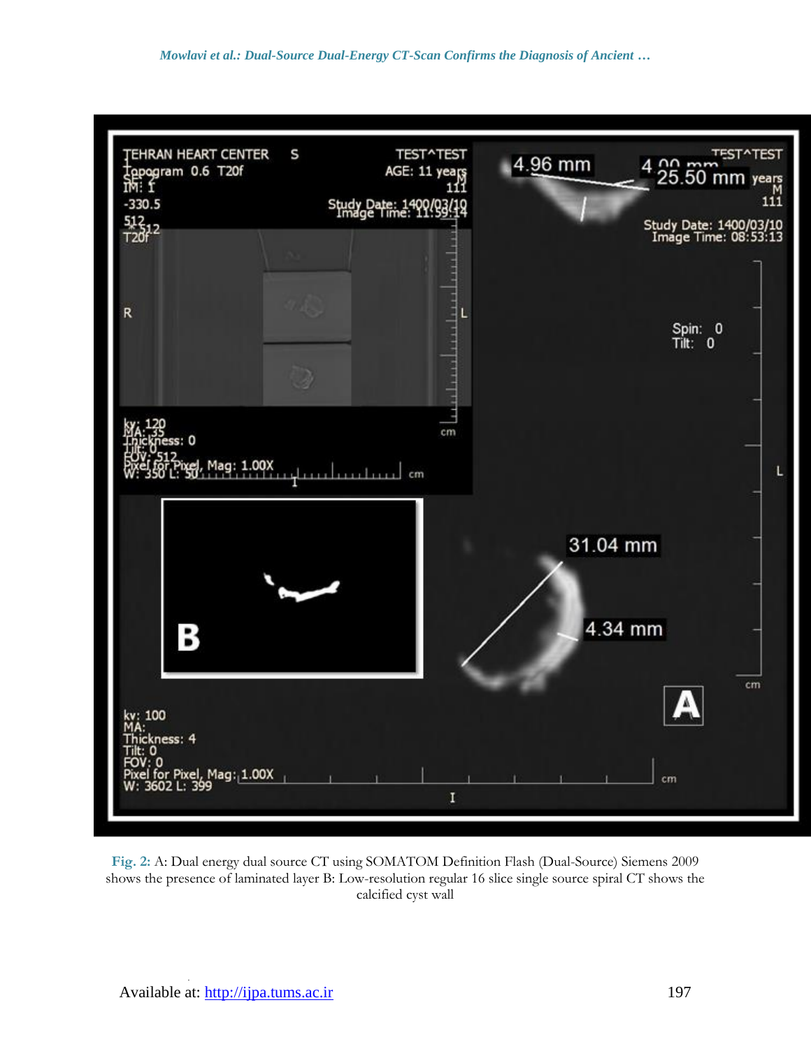**Fig. 2:** A: Dual energy dual source CT using SOMATOM Definition Flash (Dual-Source) Siemens 2009 shows the presence of laminated layer B: Low-resolution regular 16 slice single source spiral CT shows the calcified cyst wall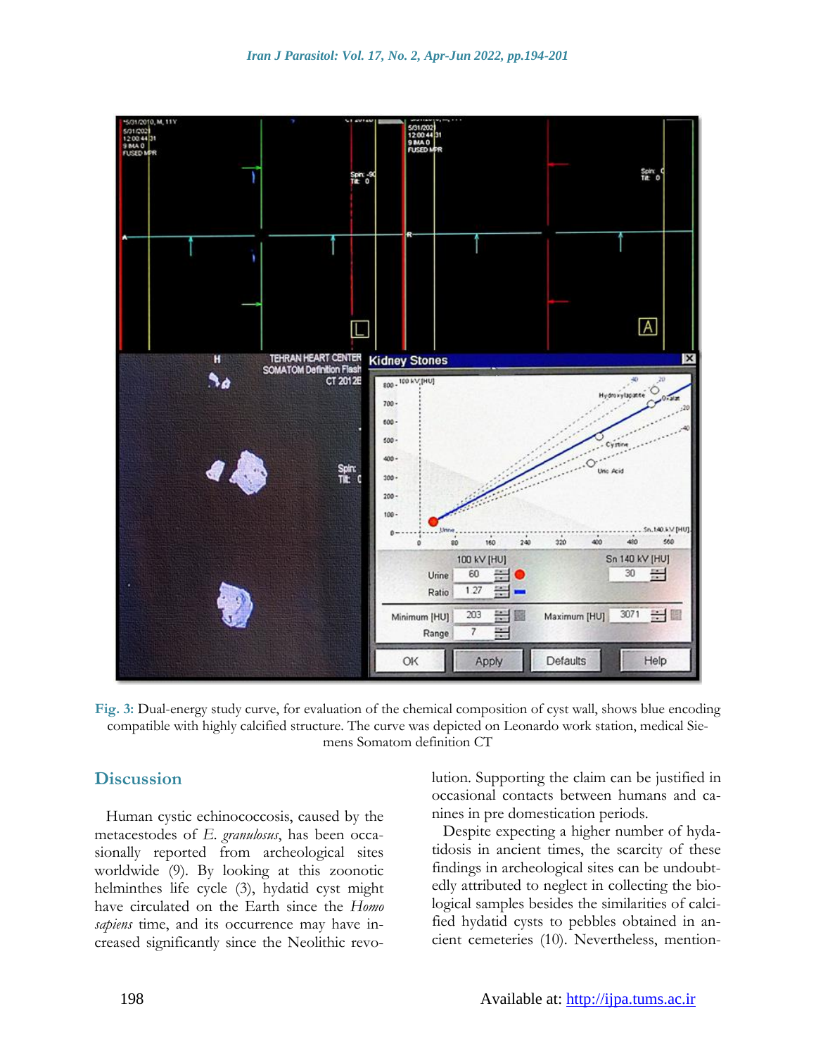**Fig. 3:** Dual-energy study curve, for evaluation of the chemical composition of cyst wall, shows blue encoding compatible with highly calcified structure. The curve was depicted on Leonardo work station, medical Siemens Somatom definition CT

## Discussion

Human cystic echinococcosis, caused by the metacestodes of *E. granulosus*, has been occasionally reported from archeological sites worldwide (9). By looking at this zoonotic helminthes life cycle (3), hydatid cyst might have circulated on the Earth since the *Homo sapiens* time, and its occurrence may have increased significantly since the Neolithic revolution. Supporting the claim can be justified in occasional contacts between humans and canines in pre domestication periods.

Despite expecting a higher number of hydatidosis in ancient times, the scarcity of these findings in archeological sites can be undoubtedly attributed to neglect in collecting the biological samples besides the similarities of calcified hydatid cysts to pebbles obtained in ancient cemeteries (10). Nevertheless, mention-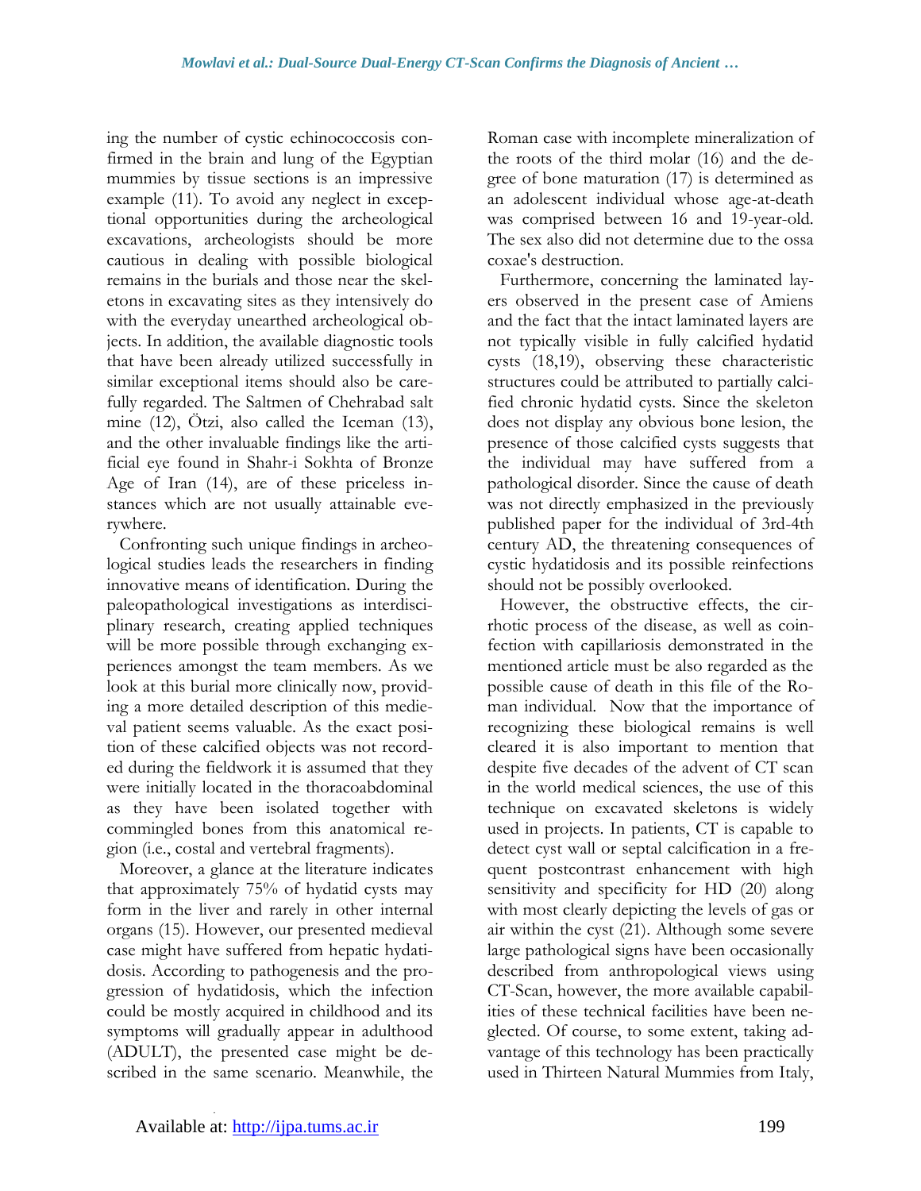ing the number of cystic echinococcosis confirmed in the brain and lung of the Egyptian mummies by tissue sections is an impressive example (11). To avoid any neglect in exceptional opportunities during the archeological excavations, archeologists should be more cautious in dealing with possible biological remains in the burials and those near the skeletons in excavating sites as they intensively do with the everyday unearthed archeological objects. In addition, the available diagnostic tools that have been already utilized successfully in similar exceptional items should also be carefully regarded. The Saltmen of Chehrabad salt mine (12), Ötzi, also called the Iceman (13), and the other invaluable findings like the artificial eye found in Shahr-i Sokhta of Bronze Age of Iran (14), are of these priceless instances which are not usually attainable everywhere.

Confronting such unique findings in archeological studies leads the researchers in finding innovative means of identification. During the paleopathological investigations as interdisciplinary research, creating applied techniques will be more possible through exchanging experiences amongst the team members. As we look at this burial more clinically now, providing a more detailed description of this medieval patient seems valuable. As the exact position of these calcified objects was not recorded during the fieldwork it is assumed that they were initially located in the thoracoabdominal as they have been isolated together with commingled bones from this anatomical region (i.e., costal and vertebral fragments).

Moreover, a glance at the literature indicates that approximately 75% of hydatid cysts may form in the liver and rarely in other internal organs (15). However, our presented medieval case might have suffered from hepatic hydatidosis. According to pathogenesis and the progression of hydatidosis, which the infection could be mostly acquired in childhood and its symptoms will gradually appear in adulthood (ADULT), the presented case might be described in the same scenario. Meanwhile, the Roman case with incomplete mineralization of the roots of the third molar (16) and the degree of bone maturation (17) is determined as an adolescent individual whose age-at-death was comprised between 16 and 19-year-old. The sex also did not determine due to the ossa coxae's destruction.

Furthermore, concerning the laminated layers observed in the present case of Amiens and the fact that the intact laminated layers are not typically visible in fully calcified hydatid cysts (18,19), observing these characteristic structures could be attributed to partially calcified chronic hydatid cysts. Since the skeleton does not display any obvious bone lesion, the presence of those calcified cysts suggests that the individual may have suffered from a pathological disorder. Since the cause of death was not directly emphasized in the previously published paper for the individual of 3rd-4th century AD, the threatening consequences of cystic hydatidosis and its possible reinfections should not be possibly overlooked.

However, the obstructive effects, the cirrhotic process of the disease, as well as coinfection with capillariosis demonstrated in the mentioned article must be also regarded as the possible cause of death in this file of the Roman individual. Now that the importance of recognizing these biological remains is well cleared it is also important to mention that despite five decades of the advent of CT scan in the world medical sciences, the use of this technique on excavated skeletons is widely used in projects. In patients, CT is capable to detect cyst wall or septal calcification in a frequent postcontrast enhancement with high sensitivity and specificity for HD (20) along with most clearly depicting the levels of gas or air within the cyst (21). Although some severe large pathological signs have been occasionally described from anthropological views using CT-Scan, however, the more available capabilities of these technical facilities have been neglected. Of course, to some extent, taking advantage of this technology has been practically used in Thirteen Natural Mummies from Italy,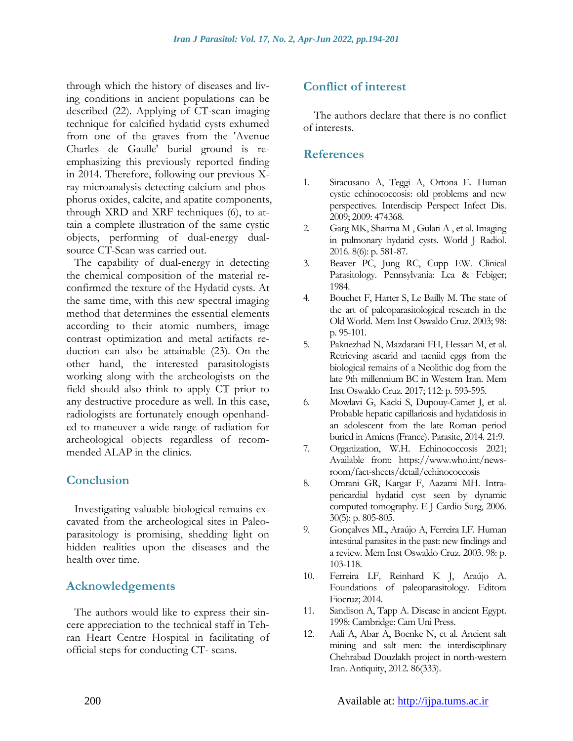through which the history of diseases and living conditions in ancient populations can be described (22). Applying of CT-scan imaging technique for calcified hydatid cysts exhumed from one of the graves from the 'Avenue Charles de Gaulle' burial ground is re-emphasizing this previously reported finding in 2014. Therefore, following our previous X-ray microanalysis detecting calcium and phosphorus oxides, calcite, and apatite components, through XRD and XRF techniques (6), to attain a complete illustration of the same cystic objects, performing of dual-energy dual-source CT-Scan was carried out.

The capability of dual-energy in detecting the chemical composition of the material reconfirmed the texture of the Hydatid cysts. At the same time, with this new spectral imaging method that determines the essential elements according to their atomic numbers, image contrast optimization and metal artifacts reduction can also be attainable (23). On the other hand, the interested parasitologists working along with the archeologists on the field should also think to apply CT prior to any destructive procedure as well. In this case, radiologists are fortunately enough openhanded to maneuver a wide range of radiation for archeological objects regardless of recommended ALAP in the clinics.

## Conclusion

Investigating valuable biological remains excavated from the archeological sites in Paleoparasitology is promising, shedding light on hidden realities upon the diseases and the health over time.

## Acknowledgements

The authors would like to express their sincere appreciation to the technical staff in Tehran Heart Centre Hospital in facilitating of official steps for conducting CT- scans.

## Conflict of interest

The authors declare that there is no conflict of interests.

## References

1. Siracusano A, Teggi A, Ortona E. Human cystic echinococcosis: old problems and new perspectives. Interdiscip Perspect Infect Dis. 2009; 2009: 474368.
2. Garg MK, Sharma M , Gulati A , et al. Imaging in pulmonary hydatid cysts. World J Radiol. 2016. 8(6): p. 581-87.
3. Beaver PC, Jung RC, Cupp EW. Clinical Parasitology. Pennsylvania: Lea & Febiger; 1984.
4. Bouchet F, Harter S, Le Bailly M. The state of the art of paleoparasitological research in the Old World. Mem Inst Oswaldo Cruz. 2003; 98: p. 95-101.
5. Paknezhad N, Mazdarani FH, Hessari M, et al. Retrieving ascarid and taeniid eggs from the biological remains of a Neolithic dog from the late 9th millennium BC in Western Iran. Mem Inst Oswaldo Cruz. 2017; 112: p. 593-595.
6. Mowlavi G, Kacki S, Dupouy-Camet J, et al. Probable hepatic capillariosis and hydatidosis in an adolescent from the late Roman period buried in Amiens (France). Parasite, 2014. 21:9.
7. Organization, W.H. Echinococcosis 2021; Available from: https://www.who.int/news-room/fact-sheets/detail/echinococcosis
8. Omrani GR, Kargar F, Aazami MH. Intra-pericardial hydatid cyst seen by dynamic computed tomography. E J Cardio Surg, 2006. 30(5): p. 805-805.
9. Gonçalves ML, Araújo A, Ferreira LF. Human intestinal parasites in the past: new findings and a review. Mem Inst Oswaldo Cruz. 2003. 98: p. 103-118.
10. Ferreira LF, Reinhard K J, Araújo A. Foundations of paleoparasitology. Editora Fiocruz; 2014.
11. Sandison A, Tapp A. Disease in ancient Egypt. 1998: Cambridge: Cam Uni Press.
12. Aali A, Abar A, Boenke N, et al. Ancient salt mining and salt men: the interdisciplinary Chehrabad Douzlakh project in north-western Iran. Antiquity, 2012. 86(333).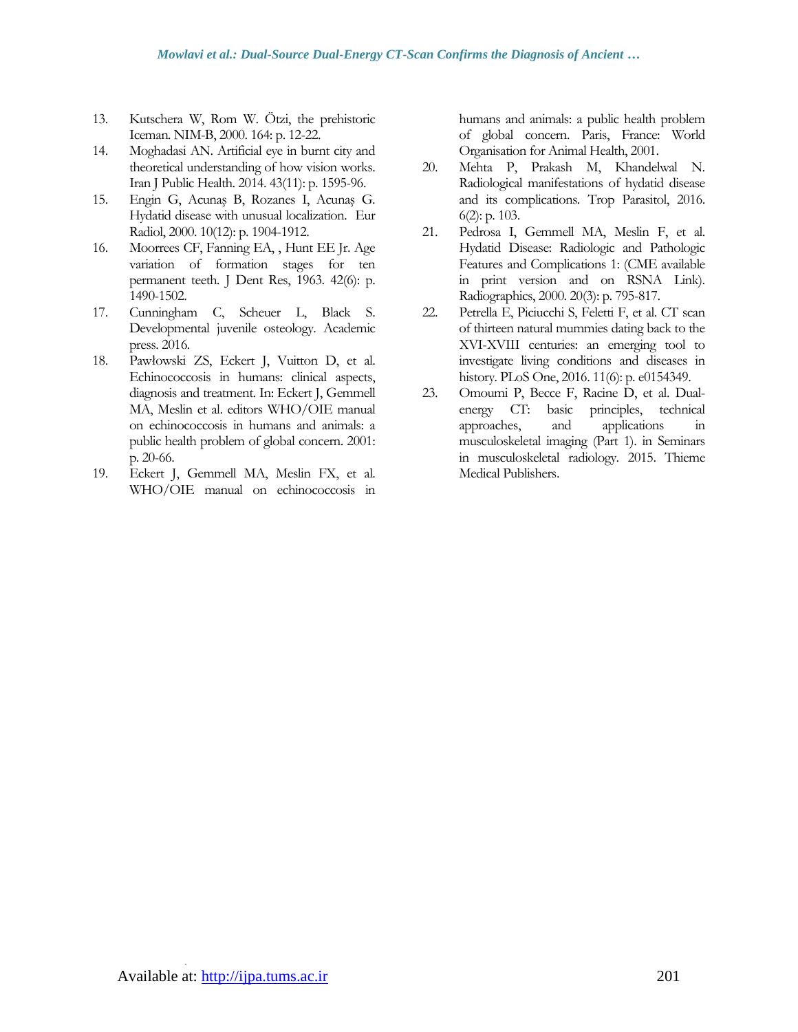13. Kutschera W, Rom W. Ötzi, the prehistoric Iceman. NIM-B, 2000. 164: p. 12-22.
14. Moghadasi AN. Artificial eye in burnt city and theoretical understanding of how vision works. Iran J Public Health. 2014. 43(11): p. 1595-96.
15. Engin G, Acunaş B, Rozanes I, Acunaş G. Hydatid disease with unusual localization. Eur Radiol, 2000. 10(12): p. 1904-1912.
16. Moorrees CF, Fanning EA, , Hunt EE Jr. Age variation of formation stages for ten permanent teeth. J Dent Res, 1963. 42(6): p. 1490-1502.
17. Cunningham C, Scheuer L, Black S. Developmental juvenile osteology. Academic press. 2016.
18. Pawłowski ZS, Eckert J, Vuitton D, et al. Echinococcosis in humans: clinical aspects, diagnosis and treatment. In: Eckert J, Gemmell MA, Meslin et al. editors WHO/OIE manual on echinococcosis in humans and animals: a public health problem of global concern. 2001: p. 20-66.
19. Eckert J, Gemmell MA, Meslin FX, et al. WHO/OIE manual on echinococcosis in humans and animals: a public health problem of global concern. Paris, France: World Organisation for Animal Health, 2001.
20. Mehta P, Prakash M, Khandelwal N. Radiological manifestations of hydatid disease and its complications. Trop Parasitol, 2016. 6(2): p. 103.
21. Pedrosa I, Gemmell MA, Meslin F, et al. Hydatid Disease: Radiologic and Pathologic Features and Complications 1: (CME available in print version and on RSNA Link). Radiographics, 2000. 20(3): p. 795-817.
22. Petrella E, Piciucchi S, Feletti F, et al. CT scan of thirteen natural mummies dating back to the XVI-XVIII centuries: an emerging tool to investigate living conditions and diseases in history. PLoS One, 2016. 11(6): p. e0154349.
23. Omoumi P, Becce F, Racine D, et al. Dual-energy CT: basic principles, technical approaches, and applications in musculoskeletal imaging (Part 1). in Seminars in musculoskeletal radiology. 2015. Thieme Medical Publishers.